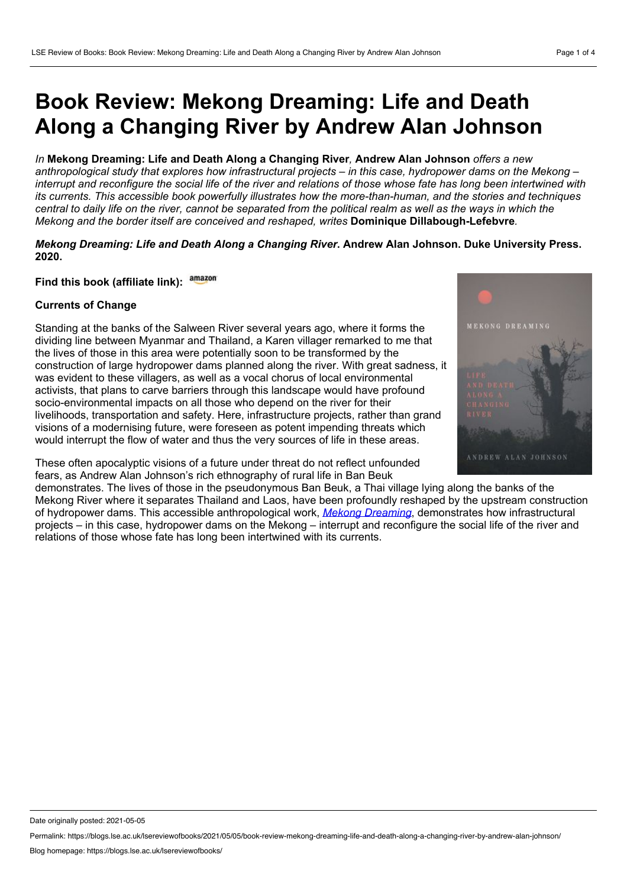# Book Review: Mekong Dreaming: Life and Death Along a Changing River by Andrew Alan Johnson

*In* **Mekong Dreaming: Life and Death Along a Changing River***,* **Andrew Alan Johnson** *offers a new anthropological study that explores how infrastructural projects – in this case, hydropower dams on the Mekong – interrupt and reconfigure the social life of the river and relations of those whose fate has long been intertwined with its currents. This accessible book powerfully illustrates how the more-than-human, and the stories and techniques central to daily life on the river, cannot be separated from the political realm as well as the ways in which the Mekong and the border itself are conceived and reshaped, writes* **Dominique Dillabough-Lefebvre***.*

***Mekong Dreaming: Life and Death Along a Changing River*. Andrew Alan Johnson. Duke University Press. 2020.**

**Find this book (affiliate link):** amazon

### Currents of Change

Standing at the banks of the Salween River several years ago, where it forms the dividing line between Myanmar and Thailand, a Karen villager remarked to me that the lives of those in this area were potentially soon to be transformed by the construction of large hydropower dams planned along the river. With great sadness, it was evident to these villagers, as well as a vocal chorus of local environmental activists, that plans to carve barriers through this landscape would have profound socio-environmental impacts on all those who depend on the river for their livelihoods, transportation and safety. Here, infrastructure projects, rather than grand visions of a modernising future, were foreseen as potent impending threats which would interrupt the flow of water and thus the very sources of life in these areas.

These often apocalyptic visions of a future under threat do not reflect unfounded fears, as Andrew Alan Johnson's rich ethnography of rural life in Ban Beuk demonstrates. The lives of those in the pseudonymous Ban Beuk, a Thai village lying along the banks of the Mekong River where it separates Thailand and Laos, have been profoundly reshaped by the upstream construction of hydropower dams. This accessible anthropological work, *Mekong Dreaming*, demonstrates how infrastructural projects – in this case, hydropower dams on the Mekong – interrupt and reconfigure the social life of the river and relations of those whose fate has long been intertwined with its currents.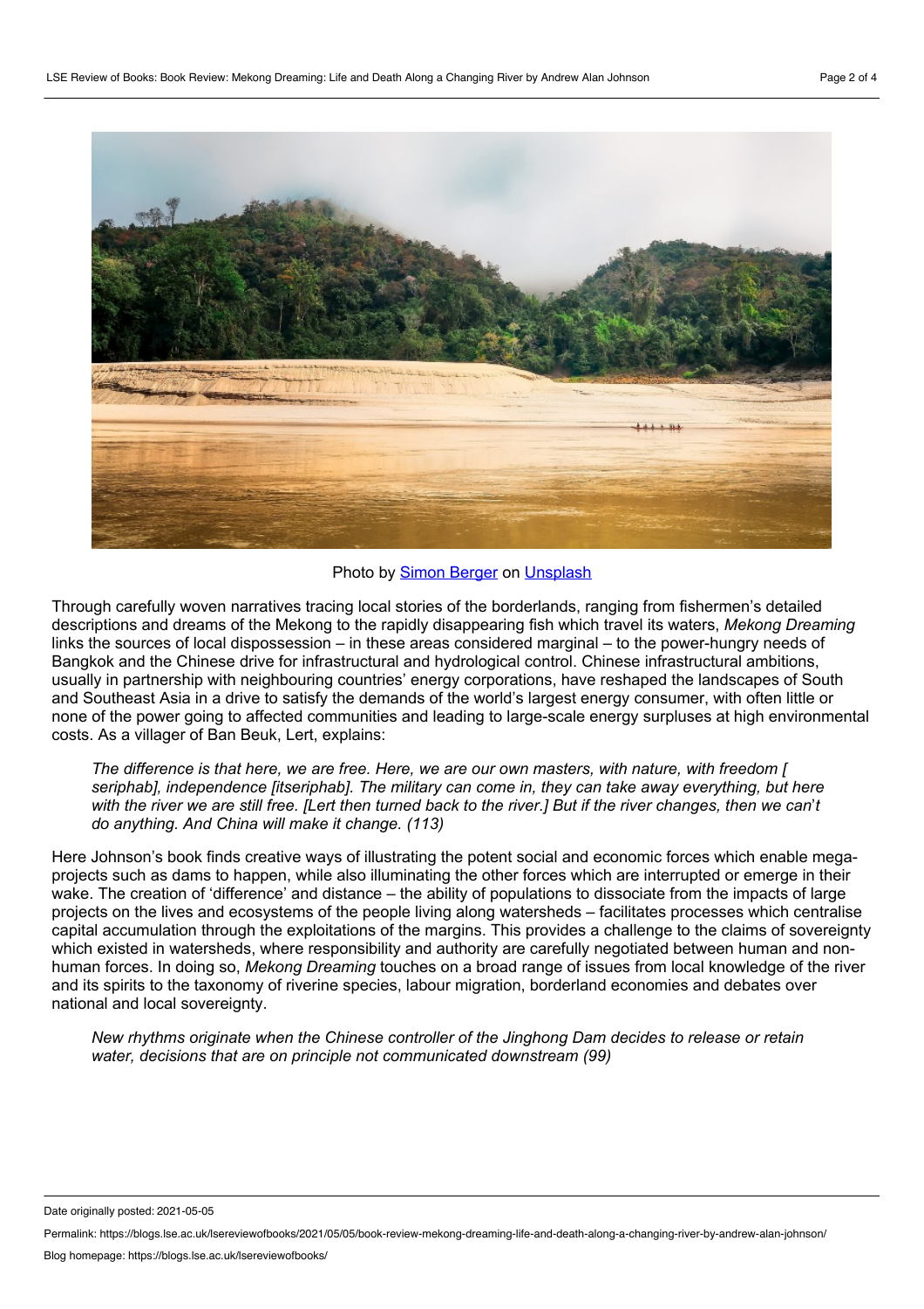Photo by Simon Berger on Unsplash

Through carefully woven narratives tracing local stories of the borderlands, ranging from fishermen's detailed descriptions and dreams of the Mekong to the rapidly disappearing fish which travel its waters, *Mekong Dreaming* links the sources of local dispossession – in these areas considered marginal – to the power-hungry needs of Bangkok and the Chinese drive for infrastructural and hydrological control. Chinese infrastructural ambitions, usually in partnership with neighbouring countries' energy corporations, have reshaped the landscapes of South and Southeast Asia in a drive to satisfy the demands of the world's largest energy consumer, with often little or none of the power going to affected communities and leading to large-scale energy surpluses at high environmental costs. As a villager of Ban Beuk, Lert, explains:

> *The difference is that here, we are free. Here, we are our own masters, with nature, with freedom [ seriphab], independence [itseriphab]. The military can come in, they can take away everything, but here with the river we are still free. [Lert then turned back to the river.] But if the river changes, then we can't do anything. And China will make it change. (113)*

Here Johnson's book finds creative ways of illustrating the potent social and economic forces which enable mega-projects such as dams to happen, while also illuminating the other forces which are interrupted or emerge in their wake. The creation of 'difference' and distance – the ability of populations to dissociate from the impacts of large projects on the lives and ecosystems of the people living along watersheds – facilitates processes which centralise capital accumulation through the exploitations of the margins. This provides a challenge to the claims of sovereignty which existed in watersheds, where responsibility and authority are carefully negotiated between human and non-human forces. In doing so, *Mekong Dreaming* touches on a broad range of issues from local knowledge of the river and its spirits to the taxonomy of riverine species, labour migration, borderland economies and debates over national and local sovereignty.

> *New rhythms originate when the Chinese controller of the Jinghong Dam decides to release or retain water, decisions that are on principle not communicated downstream (99)*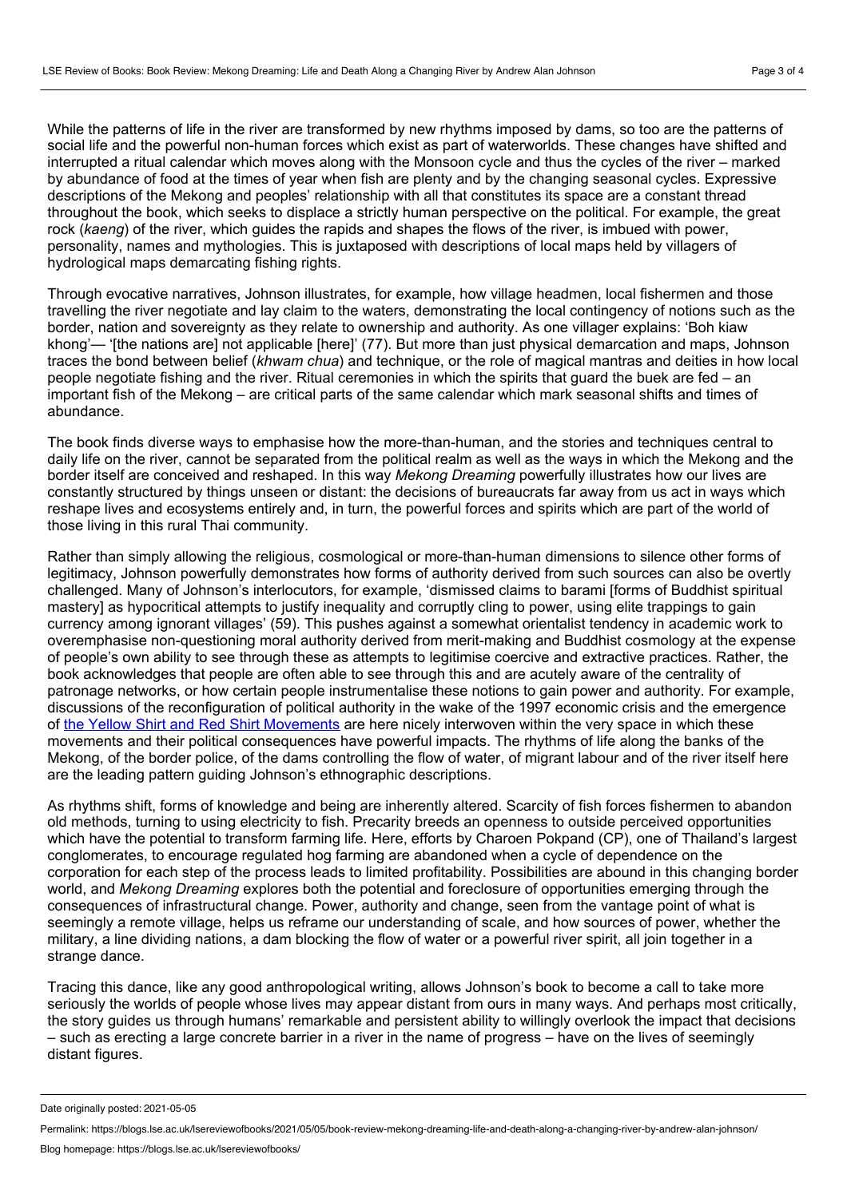While the patterns of life in the river are transformed by new rhythms imposed by dams, so too are the patterns of social life and the powerful non-human forces which exist as part of waterworlds. These changes have shifted and interrupted a ritual calendar which moves along with the Monsoon cycle and thus the cycles of the river – marked by abundance of food at the times of year when fish are plenty and by the changing seasonal cycles. Expressive descriptions of the Mekong and peoples' relationship with all that constitutes its space are a constant thread throughout the book, which seeks to displace a strictly human perspective on the political. For example, the great rock (*kaeng*) of the river, which guides the rapids and shapes the flows of the river, is imbued with power, personality, names and mythologies. This is juxtaposed with descriptions of local maps held by villagers of hydrological maps demarcating fishing rights.

Through evocative narratives, Johnson illustrates, for example, how village headmen, local fishermen and those travelling the river negotiate and lay claim to the waters, demonstrating the local contingency of notions such as the border, nation and sovereignty as they relate to ownership and authority. As one villager explains: 'Boh kiaw khong'— '[the nations are] not applicable [here]' (77). But more than just physical demarcation and maps, Johnson traces the bond between belief (*khwam chua*) and technique, or the role of magical mantras and deities in how local people negotiate fishing and the river. Ritual ceremonies in which the spirits that guard the buek are fed – an important fish of the Mekong – are critical parts of the same calendar which mark seasonal shifts and times of abundance.

The book finds diverse ways to emphasise how the more-than-human, and the stories and techniques central to daily life on the river, cannot be separated from the political realm as well as the ways in which the Mekong and the border itself are conceived and reshaped. In this way *Mekong Dreaming* powerfully illustrates how our lives are constantly structured by things unseen or distant: the decisions of bureaucrats far away from us act in ways which reshape lives and ecosystems entirely and, in turn, the powerful forces and spirits which are part of the world of those living in this rural Thai community.

Rather than simply allowing the religious, cosmological or more-than-human dimensions to silence other forms of legitimacy, Johnson powerfully demonstrates how forms of authority derived from such sources can also be overtly challenged. Many of Johnson's interlocutors, for example, 'dismissed claims to barami [forms of Buddhist spiritual mastery] as hypocritical attempts to justify inequality and corruptly cling to power, using elite trappings to gain currency among ignorant villages' (59). This pushes against a somewhat orientalist tendency in academic work to overemphasise non-questioning moral authority derived from merit-making and Buddhist cosmology at the expense of people's own ability to see through these as attempts to legitimise coercive and extractive practices. Rather, the book acknowledges that people are often able to see through this and are acutely aware of the centrality of patronage networks, or how certain people instrumentalise these notions to gain power and authority. For example, discussions of the reconfiguration of political authority in the wake of the 1997 economic crisis and the emergence of the Yellow Shirt and Red Shirt Movements are here nicely interwoven within the very space in which these movements and their political consequences have powerful impacts. The rhythms of life along the banks of the Mekong, of the border police, of the dams controlling the flow of water, of migrant labour and of the river itself here are the leading pattern guiding Johnson's ethnographic descriptions.

As rhythms shift, forms of knowledge and being are inherently altered. Scarcity of fish forces fishermen to abandon old methods, turning to using electricity to fish. Precarity breeds an openness to outside perceived opportunities which have the potential to transform farming life. Here, efforts by Charoen Pokpand (CP), one of Thailand's largest conglomerates, to encourage regulated hog farming are abandoned when a cycle of dependence on the corporation for each step of the process leads to limited profitability. Possibilities are abound in this changing border world, and *Mekong Dreaming* explores both the potential and foreclosure of opportunities emerging through the consequences of infrastructural change. Power, authority and change, seen from the vantage point of what is seemingly a remote village, helps us reframe our understanding of scale, and how sources of power, whether the military, a line dividing nations, a dam blocking the flow of water or a powerful river spirit, all join together in a strange dance.

Tracing this dance, like any good anthropological writing, allows Johnson's book to become a call to take more seriously the worlds of people whose lives may appear distant from ours in many ways. And perhaps most critically, the story guides us through humans' remarkable and persistent ability to willingly overlook the impact that decisions – such as erecting a large concrete barrier in a river in the name of progress – have on the lives of seemingly distant figures.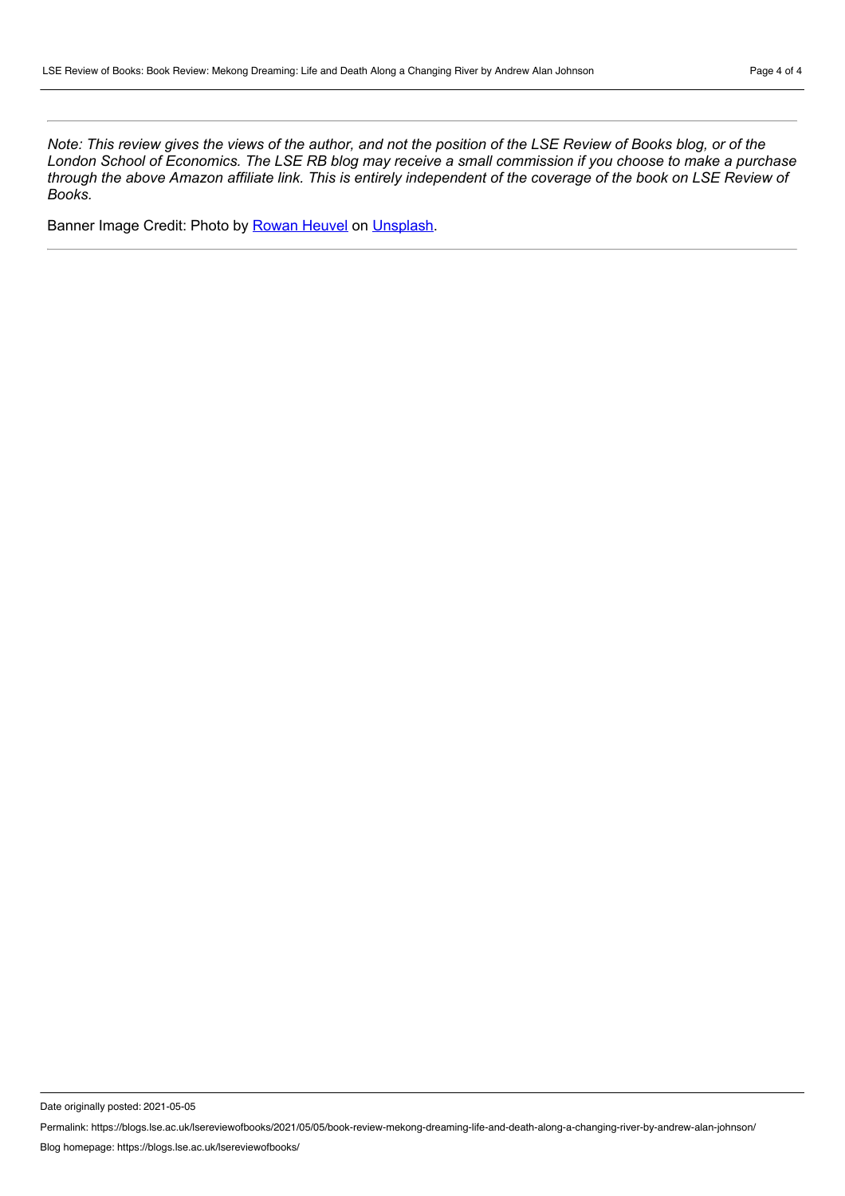---

*Note: This review gives the views of the author, and not the position of the LSE Review of Books blog, or of the London School of Economics. The LSE RB blog may receive a small commission if you choose to make a purchase through the above Amazon affiliate link. This is entirely independent of the coverage of the book on LSE Review of Books.*

Banner Image Credit: Photo by Rowan Heuvel on Unsplash.

---

Date originally posted: 2021-05-05

Permalink: https://blogs.lse.ac.uk/lsereviewofbooks/2021/05/05/book-review-mekong-dreaming-life-and-death-along-a-changing-river-by-andrew-alan-johnson/

Blog homepage: https://blogs.lse.ac.uk/lsereviewofbooks/